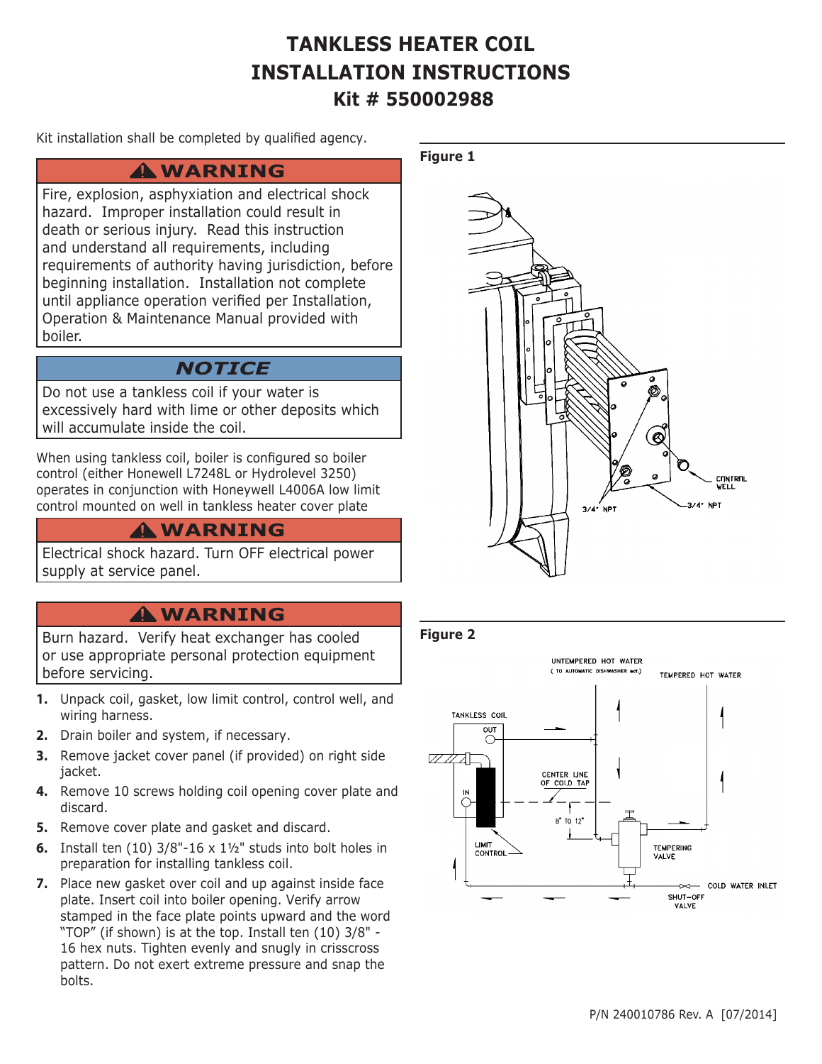# TANKLESS HEATER COIL INSTALLATION INSTRUCTIONS
## Kit # 550002988

Kit installation shall be completed by qualified agency.

**⚠ WARNING**

Fire, explosion, asphyxiation and electrical shock hazard. Improper installation could result in death or serious injury. Read this instruction and understand all requirements, including requirements of authority having jurisdiction, before beginning installation. Installation not complete until appliance operation verified per Installation, Operation & Maintenance Manual provided with boiler.

***NOTICE***

Do not use a tankless coil if your water is excessively hard with lime or other deposits which will accumulate inside the coil.

When using tankless coil, boiler is configured so boiler control (either Honewell L7248L or Hydrolevel 3250) operates in conjunction with Honeywell L4006A low limit control mounted on well in tankless heater cover plate

**⚠ WARNING**

Electrical shock hazard. Turn OFF electrical power supply at service panel.

**⚠ WARNING**

Burn hazard. Verify heat exchanger has cooled or use appropriate personal protection equipment before servicing.

1. Unpack coil, gasket, low limit control, control well, and wiring harness.
2. Drain boiler and system, if necessary.
3. Remove jacket cover panel (if provided) on right side jacket.
4. Remove 10 screws holding coil opening cover plate and discard.
5. Remove cover plate and gasket and discard.
6. Install ten (10) 3/8"-16 x 1½" studs into bolt holes in preparation for installing tankless coil.
7. Place new gasket over coil and up against inside face plate. Insert coil into boiler opening. Verify arrow stamped in the face plate points upward and the word "TOP" (if shown) is at the top. Install ten (10) 3/8" - 16 hex nuts. Tighten evenly and snugly in crisscross pattern. Do not exert extreme pressure and snap the bolts.

**Figure 1**

CONTROL WELL
3/4" NPT
3/4" NPT

**Figure 2**

UNTEMPERED HOT WATER (TO AUTOMATIC DISHWASHER etc.)
TEMPERED HOT WATER
TANKLESS COIL
OUT
IN
CENTER LINE OF COLD TAP
8" TO 12"
LIMIT CONTROL
TEMPERING VALVE
COLD WATER INLET
SHUT-OFF VALVE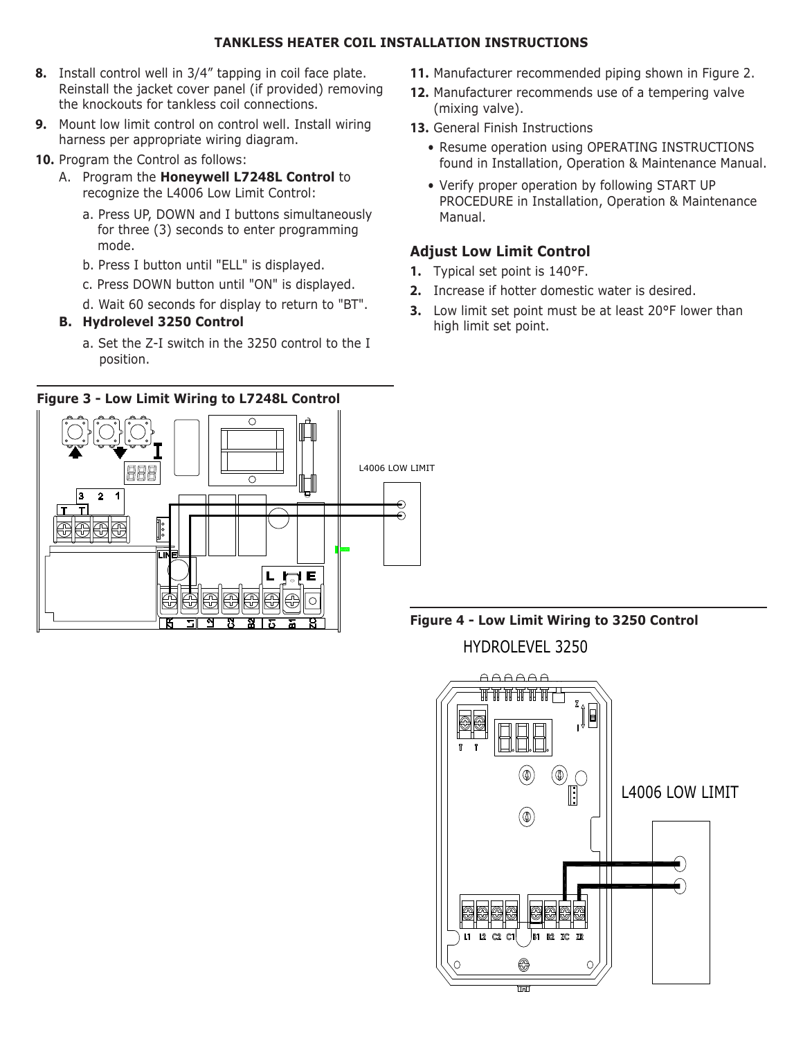# TANKLESS HEATER COIL INSTALLATION INSTRUCTIONS

8. Install control well in 3/4" tapping in coil face plate. Reinstall the jacket cover panel (if provided) removing the knockouts for tankless coil connections.
9. Mount low limit control on control well. Install wiring harness per appropriate wiring diagram.
10. Program the Control as follows:
    A. Program the **Honeywell L7248L Control** to recognize the L4006 Low Limit Control:
        a. Press UP, DOWN and I buttons simultaneously for three (3) seconds to enter programming mode.
        b. Press I button until "ELL" is displayed.
        c. Press DOWN button until "ON" is displayed.
        d. Wait 60 seconds for display to return to "BT".
    **B. Hydrolevel 3250 Control**
        a. Set the Z-I switch in the 3250 control to the I position.
11. Manufacturer recommended piping shown in Figure 2.
12. Manufacturer recommends use of a tempering valve (mixing valve).
13. General Finish Instructions
    - Resume operation using OPERATING INSTRUCTIONS found in Installation, Operation & Maintenance Manual.
    - Verify proper operation by following START UP PROCEDURE in Installation, Operation & Maintenance Manual.

## Adjust Low Limit Control

1. Typical set point is 140°F.
2. Increase if hotter domestic water is desired.
3. Low limit set point must be at least 20°F lower than high limit set point.

**Figure 3 - Low Limit Wiring to L7248L Control**

L4006 LOW LIMIT

**Figure 4 - Low Limit Wiring to 3250 Control**

HYDROLEVEL 3250

L4006 LOW LIMIT